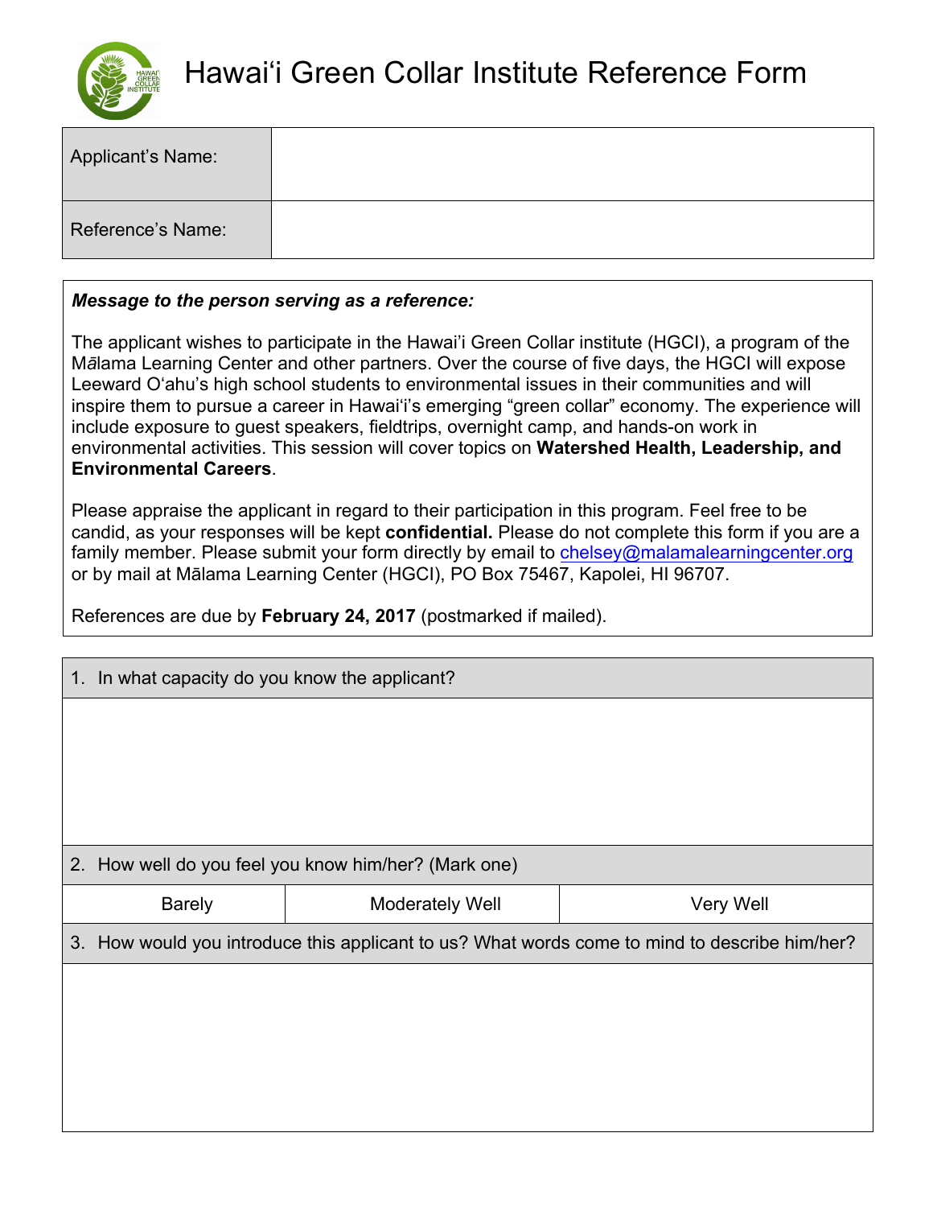# Hawaiʻi Green Collar Institute Reference Form

| Applicant's Name: | |
|---|---|
| Reference's Name: | |

***Message to the person serving as a reference:***

The applicant wishes to participate in the Hawaiʻi Green Collar institute (HGCI), a program of the Mālama Learning Center and other partners. Over the course of five days, the HGCI will expose Leeward Oʻahu's high school students to environmental issues in their communities and will inspire them to pursue a career in Hawaiʻi's emerging "green collar" economy. The experience will include exposure to guest speakers, fieldtrips, overnight camp, and hands-on work in environmental activities. This session will cover topics on **Watershed Health, Leadership, and Environmental Careers**.

Please appraise the applicant in regard to their participation in this program. Feel free to be candid, as your responses will be kept **confidential.** Please do not complete this form if you are a family member. Please submit your form directly by email to chelsey@malamalearningcenter.org or by mail at Mālama Learning Center (HGCI), PO Box 75467, Kapolei, HI 96707.

References are due by **February 24, 2017** (postmarked if mailed).

1. In what capacity do you know the applicant?

2. How well do you feel you know him/her? (Mark one)

| Barely | Moderately Well | Very Well |
|---|---|---|

3. How would you introduce this applicant to us? What words come to mind to describe him/her?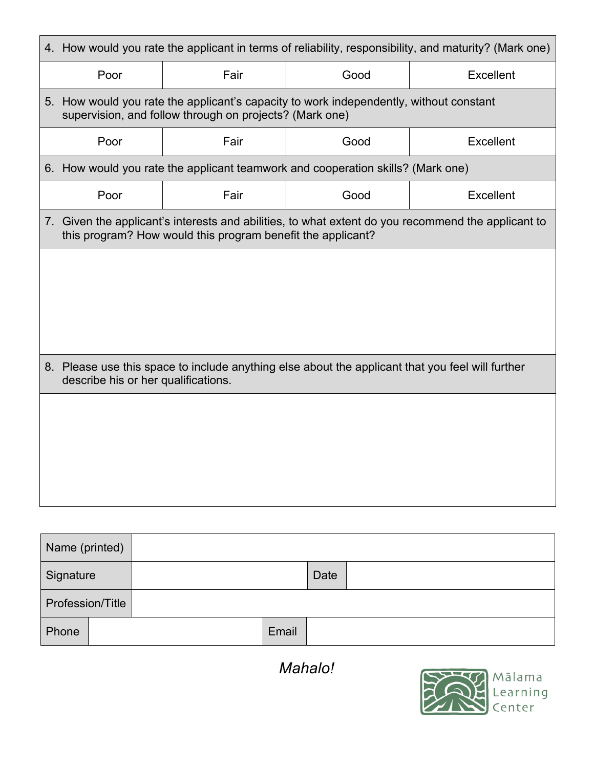| | | | |
|---|---|---|---|
| 4. How would you rate the applicant in terms of reliability, responsibility, and maturity? (Mark one) | | | |
| Poor | Fair | Good | Excellent |
| 5. How would you rate the applicant's capacity to work independently, without constant supervision, and follow through on projects? (Mark one) | | | |
| Poor | Fair | Good | Excellent |
| 6. How would you rate the applicant teamwork and cooperation skills? (Mark one) | | | |
| Poor | Fair | Good | Excellent |
| 7. Given the applicant's interests and abilities, to what extent do you recommend the applicant to this program? How would this program benefit the applicant? | | | |
| | | | |
| 8. Please use this space to include anything else about the applicant that you feel will further describe his or her qualifications. | | | |
| | | | |

| | | | |
|---|---|---|---|
| Name (printed) | | | |
| Signature | | Date | |
| Profession/Title | | | |
| Phone | | Email | |

*Mahalo!*

Mālama Learning Center